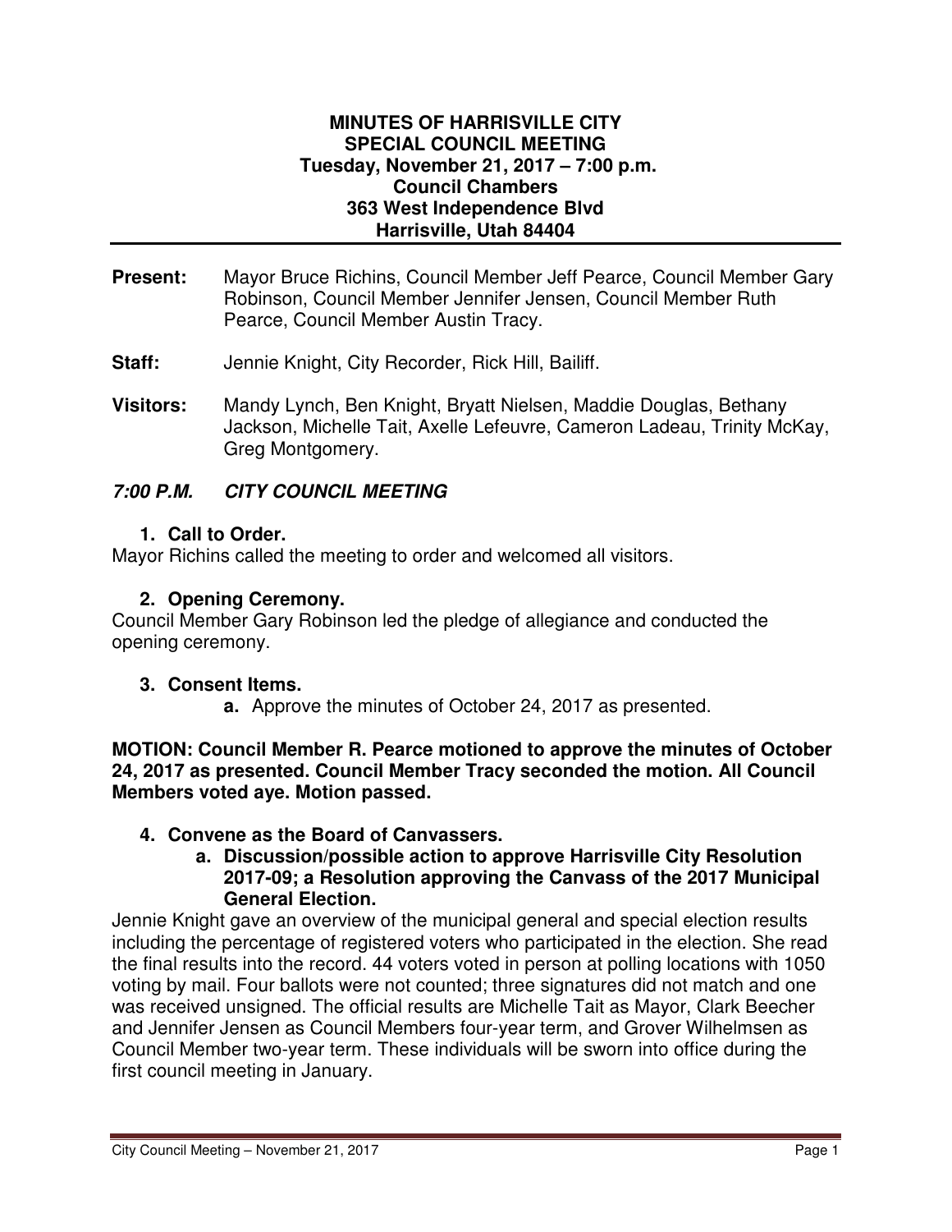**MINUTES OF HARRISVILLE CITY**
**SPECIAL COUNCIL MEETING**
**Tuesday, November 21, 2017 – 7:00 p.m.**
**Council Chambers**
**363 West Independence Blvd**
**Harrisville, Utah 84404**

---

**Present:** Mayor Bruce Richins, Council Member Jeff Pearce, Council Member Gary Robinson, Council Member Jennifer Jensen, Council Member Ruth Pearce, Council Member Austin Tracy.

**Staff:** Jennie Knight, City Recorder, Rick Hill, Bailiff.

**Visitors:** Mandy Lynch, Ben Knight, Bryatt Nielsen, Maddie Douglas, Bethany Jackson, Michelle Tait, Axelle Lefeuvre, Cameron Ladeau, Trinity McKay, Greg Montgomery.

***7:00 P.M. CITY COUNCIL MEETING***

**1. Call to Order.**

Mayor Richins called the meeting to order and welcomed all visitors.

**2. Opening Ceremony.**

Council Member Gary Robinson led the pledge of allegiance and conducted the opening ceremony.

**3. Consent Items.**

**a.** Approve the minutes of October 24, 2017 as presented.

**MOTION: Council Member R. Pearce motioned to approve the minutes of October 24, 2017 as presented. Council Member Tracy seconded the motion. All Council Members voted aye. Motion passed.**

**4. Convene as the Board of Canvassers.**

**a. Discussion/possible action to approve Harrisville City Resolution 2017-09; a Resolution approving the Canvass of the 2017 Municipal General Election.**

Jennie Knight gave an overview of the municipal general and special election results including the percentage of registered voters who participated in the election. She read the final results into the record. 44 voters voted in person at polling locations with 1050 voting by mail. Four ballots were not counted; three signatures did not match and one was received unsigned. The official results are Michelle Tait as Mayor, Clark Beecher and Jennifer Jensen as Council Members four-year term, and Grover Wilhelmsen as Council Member two-year term. These individuals will be sworn into office during the first council meeting in January.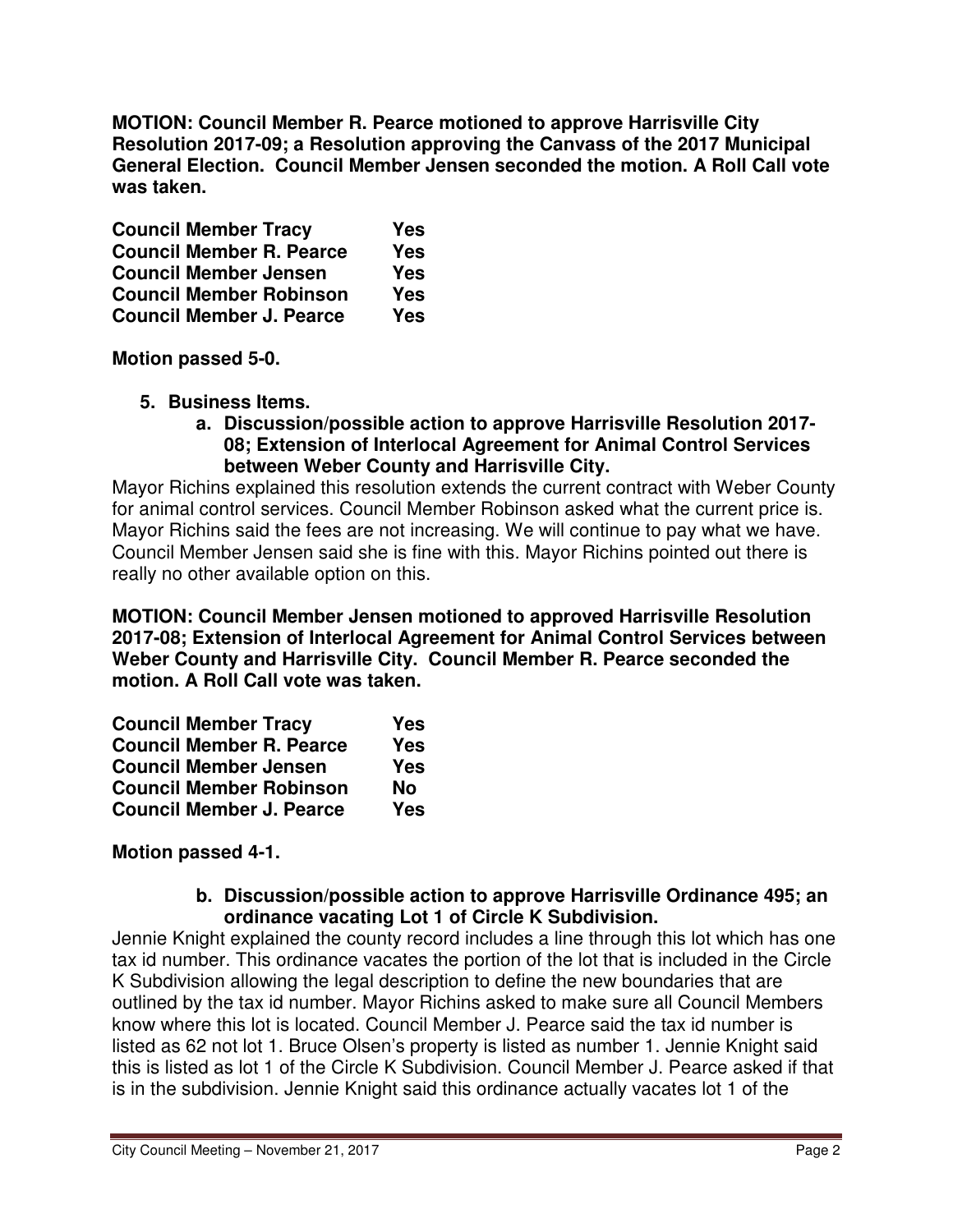**MOTION: Council Member R. Pearce motioned to approve Harrisville City Resolution 2017-09; a Resolution approving the Canvass of the 2017 Municipal General Election. Council Member Jensen seconded the motion. A Roll Call vote was taken.**

| | |
|---|---|
| **Council Member Tracy** | **Yes** |
| **Council Member R. Pearce** | **Yes** |
| **Council Member Jensen** | **Yes** |
| **Council Member Robinson** | **Yes** |
| **Council Member J. Pearce** | **Yes** |

**Motion passed 5-0.**

5. **Business Items.**
   a. **Discussion/possible action to approve Harrisville Resolution 2017-08; Extension of Interlocal Agreement for Animal Control Services between Weber County and Harrisville City.**

Mayor Richins explained this resolution extends the current contract with Weber County for animal control services. Council Member Robinson asked what the current price is. Mayor Richins said the fees are not increasing. We will continue to pay what we have. Council Member Jensen said she is fine with this. Mayor Richins pointed out there is really no other available option on this.

**MOTION: Council Member Jensen motioned to approved Harrisville Resolution 2017-08; Extension of Interlocal Agreement for Animal Control Services between Weber County and Harrisville City. Council Member R. Pearce seconded the motion. A Roll Call vote was taken.**

| | |
|---|---|
| **Council Member Tracy** | **Yes** |
| **Council Member R. Pearce** | **Yes** |
| **Council Member Jensen** | **Yes** |
| **Council Member Robinson** | **No** |
| **Council Member J. Pearce** | **Yes** |

**Motion passed 4-1.**

   b. **Discussion/possible action to approve Harrisville Ordinance 495; an ordinance vacating Lot 1 of Circle K Subdivision.**

Jennie Knight explained the county record includes a line through this lot which has one tax id number. This ordinance vacates the portion of the lot that is included in the Circle K Subdivision allowing the legal description to define the new boundaries that are outlined by the tax id number. Mayor Richins asked to make sure all Council Members know where this lot is located. Council Member J. Pearce said the tax id number is listed as 62 not lot 1. Bruce Olsen's property is listed as number 1. Jennie Knight said this is listed as lot 1 of the Circle K Subdivision. Council Member J. Pearce asked if that is in the subdivision. Jennie Knight said this ordinance actually vacates lot 1 of the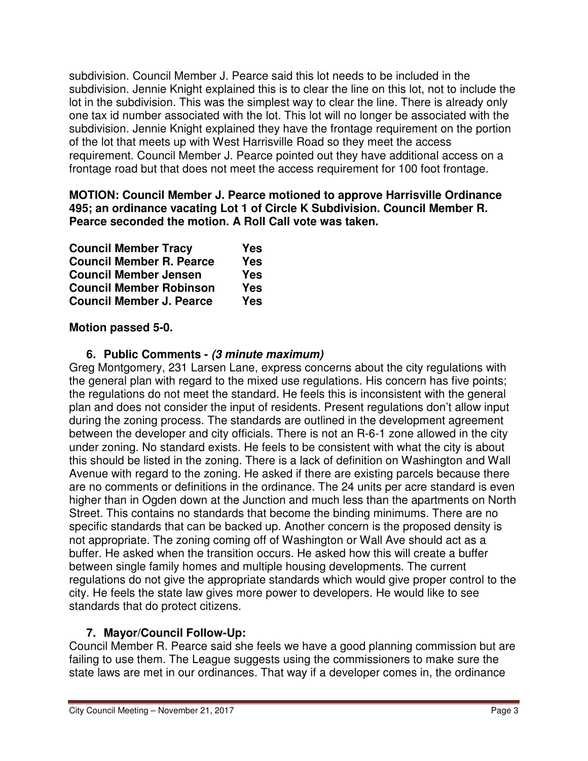subdivision. Council Member J. Pearce said this lot needs to be included in the subdivision. Jennie Knight explained this is to clear the line on this lot, not to include the lot in the subdivision. This was the simplest way to clear the line. There is already only one tax id number associated with the lot. This lot will no longer be associated with the subdivision. Jennie Knight explained they have the frontage requirement on the portion of the lot that meets up with West Harrisville Road so they meet the access requirement. Council Member J. Pearce pointed out they have additional access on a frontage road but that does not meet the access requirement for 100 foot frontage.

**MOTION: Council Member J. Pearce motioned to approve Harrisville Ordinance 495; an ordinance vacating Lot 1 of Circle K Subdivision. Council Member R. Pearce seconded the motion. A Roll Call vote was taken.**

| | |
|---|---|
| **Council Member Tracy** | **Yes** |
| **Council Member R. Pearce** | **Yes** |
| **Council Member Jensen** | **Yes** |
| **Council Member Robinson** | **Yes** |
| **Council Member J. Pearce** | **Yes** |

**Motion passed 5-0.**

### 6. Public Comments - *(3 minute maximum)*

Greg Montgomery, 231 Larsen Lane, express concerns about the city regulations with the general plan with regard to the mixed use regulations. His concern has five points; the regulations do not meet the standard. He feels this is inconsistent with the general plan and does not consider the input of residents. Present regulations don't allow input during the zoning process. The standards are outlined in the development agreement between the developer and city officials. There is not an R-6-1 zone allowed in the city under zoning. No standard exists. He feels to be consistent with what the city is about this should be listed in the zoning. There is a lack of definition on Washington and Wall Avenue with regard to the zoning. He asked if there are existing parcels because there are no comments or definitions in the ordinance. The 24 units per acre standard is even higher than in Ogden down at the Junction and much less than the apartments on North Street. This contains no standards that become the binding minimums. There are no specific standards that can be backed up. Another concern is the proposed density is not appropriate. The zoning coming off of Washington or Wall Ave should act as a buffer. He asked when the transition occurs. He asked how this will create a buffer between single family homes and multiple housing developments. The current regulations do not give the appropriate standards which would give proper control to the city. He feels the state law gives more power to developers. He would like to see standards that do protect citizens.

### 7. Mayor/Council Follow-Up:

Council Member R. Pearce said she feels we have a good planning commission but are failing to use them. The League suggests using the commissioners to make sure the state laws are met in our ordinances. That way if a developer comes in, the ordinance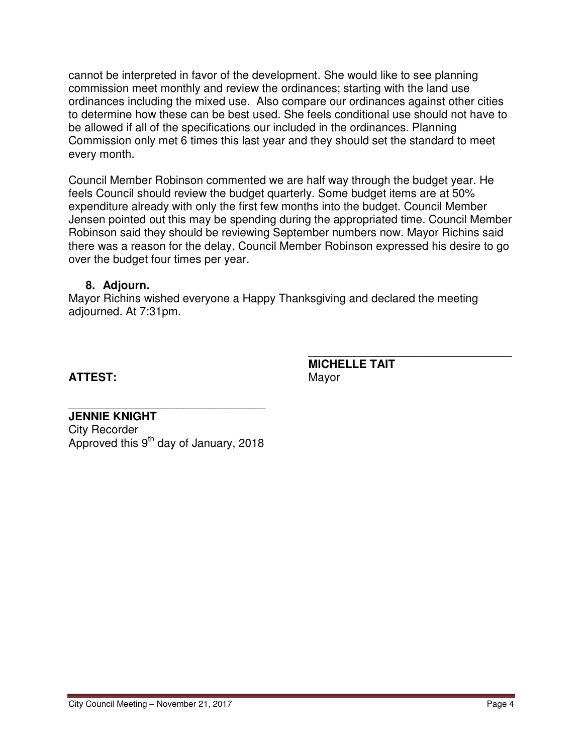cannot be interpreted in favor of the development. She would like to see planning commission meet monthly and review the ordinances; starting with the land use ordinances including the mixed use. Also compare our ordinances against other cities to determine how these can be best used. She feels conditional use should not have to be allowed if all of the specifications our included in the ordinances. Planning Commission only met 6 times this last year and they should set the standard to meet every month.

Council Member Robinson commented we are half way through the budget year. He feels Council should review the budget quarterly. Some budget items are at 50% expenditure already with only the first few months into the budget. Council Member Jensen pointed out this may be spending during the appropriated time. Council Member Robinson said they should be reviewing September numbers now. Mayor Richins said there was a reason for the delay. Council Member Robinson expressed his desire to go over the budget four times per year.

**8. Adjourn.**

Mayor Richins wished everyone a Happy Thanksgiving and declared the meeting adjourned. At 7:31pm.

\_\_\_\_\_\_\_\_\_\_\_\_\_\_\_\_\_\_\_\_\_\_\_\_\_\_\_\_\_\_\_\_\_\_

**MICHELLE TAIT**
Mayor

**ATTEST:**

\_\_\_\_\_\_\_\_\_\_\_\_\_\_\_\_\_\_\_\_\_\_\_\_\_\_\_\_\_\_\_\_\_\_

**JENNIE KNIGHT**
City Recorder
Approved this 9th day of January, 2018